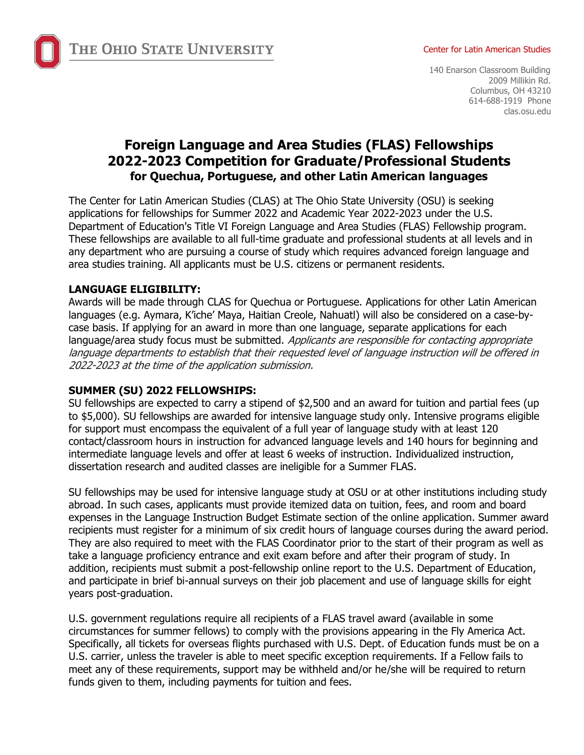THE OHIO STATE UNIVERSITY

Center for Latin American Studies

140 Enarson Classroom Building
2009 Millikin Rd.
Columbus, OH 43210
614-688-1919 Phone
clas.osu.edu

# Foreign Language and Area Studies (FLAS) Fellowships
# 2022-2023 Competition for Graduate/Professional Students
## for Quechua, Portuguese, and other Latin American languages

The Center for Latin American Studies (CLAS) at The Ohio State University (OSU) is seeking applications for fellowships for Summer 2022 and Academic Year 2022-2023 under the U.S. Department of Education's Title VI Foreign Language and Area Studies (FLAS) Fellowship program. These fellowships are available to all full-time graduate and professional students at all levels and in any department who are pursuing a course of study which requires advanced foreign language and area studies training. All applicants must be U.S. citizens or permanent residents.

**LANGUAGE ELIGIBILITY:**

Awards will be made through CLAS for Quechua or Portuguese. Applications for other Latin American languages (e.g. Aymara, K'iche' Maya, Haitian Creole, Nahuatl) will also be considered on a case-by-case basis. If applying for an award in more than one language, separate applications for each language/area study focus must be submitted. *Applicants are responsible for contacting appropriate language departments to establish that their requested level of language instruction will be offered in 2022-2023 at the time of the application submission.*

**SUMMER (SU) 2022 FELLOWSHIPS:**

SU fellowships are expected to carry a stipend of $2,500 and an award for tuition and partial fees (up to $5,000). SU fellowships are awarded for intensive language study only. Intensive programs eligible for support must encompass the equivalent of a full year of language study with at least 120 contact/classroom hours in instruction for advanced language levels and 140 hours for beginning and intermediate language levels and offer at least 6 weeks of instruction. Individualized instruction, dissertation research and audited classes are ineligible for a Summer FLAS.

SU fellowships may be used for intensive language study at OSU or at other institutions including study abroad. In such cases, applicants must provide itemized data on tuition, fees, and room and board expenses in the Language Instruction Budget Estimate section of the online application. Summer award recipients must register for a minimum of six credit hours of language courses during the award period. They are also required to meet with the FLAS Coordinator prior to the start of their program as well as take a language proficiency entrance and exit exam before and after their program of study. In addition, recipients must submit a post-fellowship online report to the U.S. Department of Education, and participate in brief bi-annual surveys on their job placement and use of language skills for eight years post-graduation.

U.S. government regulations require all recipients of a FLAS travel award (available in some circumstances for summer fellows) to comply with the provisions appearing in the Fly America Act. Specifically, all tickets for overseas flights purchased with U.S. Dept. of Education funds must be on a U.S. carrier, unless the traveler is able to meet specific exception requirements. If a Fellow fails to meet any of these requirements, support may be withheld and/or he/she will be required to return funds given to them, including payments for tuition and fees.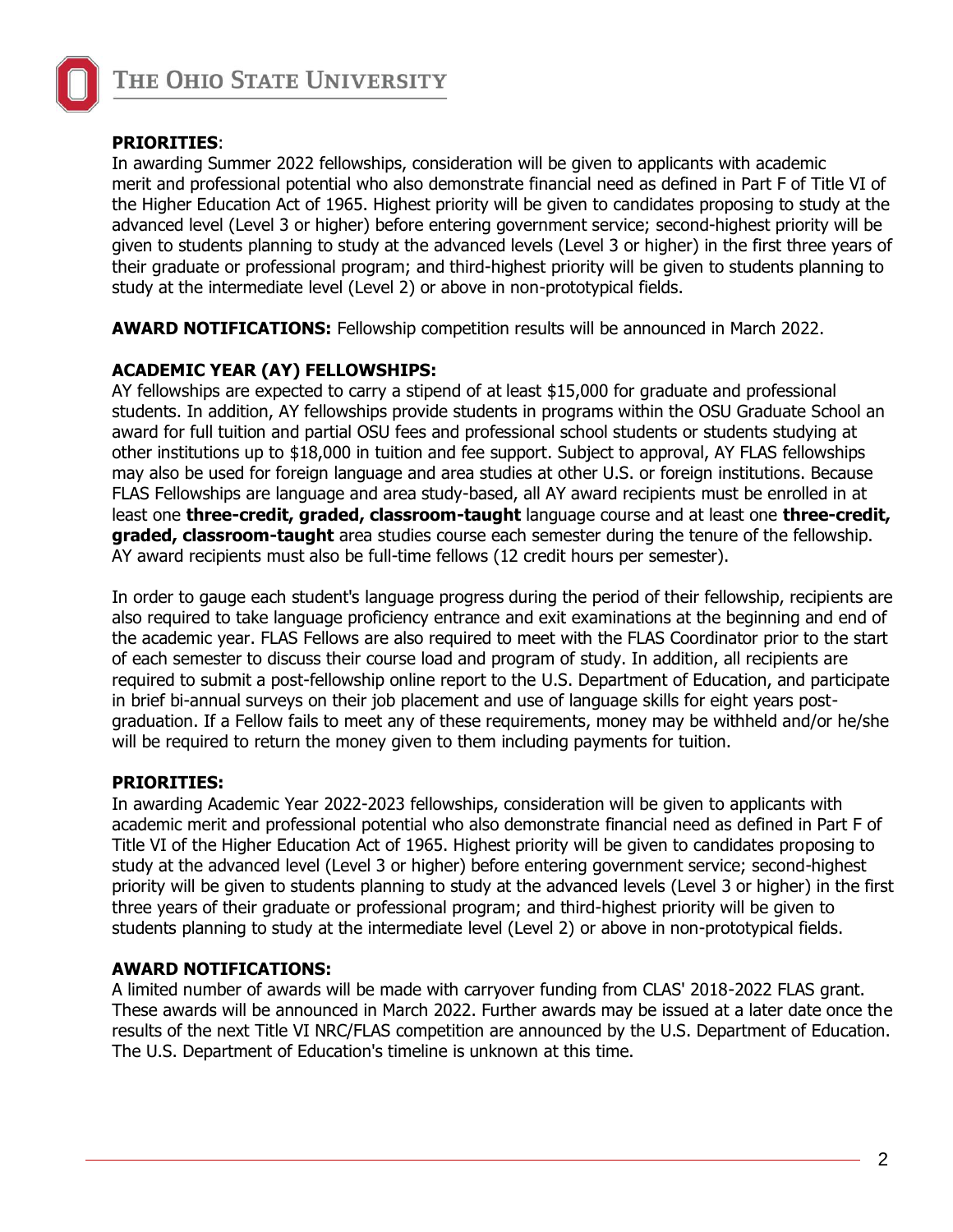**PRIORITIES**:
In awarding Summer 2022 fellowships, consideration will be given to applicants with academic merit and professional potential who also demonstrate financial need as defined in Part F of Title VI of the Higher Education Act of 1965. Highest priority will be given to candidates proposing to study at the advanced level (Level 3 or higher) before entering government service; second-highest priority will be given to students planning to study at the advanced levels (Level 3 or higher) in the first three years of their graduate or professional program; and third-highest priority will be given to students planning to study at the intermediate level (Level 2) or above in non-prototypical fields.

**AWARD NOTIFICATIONS:** Fellowship competition results will be announced in March 2022.

**ACADEMIC YEAR (AY) FELLOWSHIPS:**
AY fellowships are expected to carry a stipend of at least $15,000 for graduate and professional students. In addition, AY fellowships provide students in programs within the OSU Graduate School an award for full tuition and partial OSU fees and professional school students or students studying at other institutions up to $18,000 in tuition and fee support. Subject to approval, AY FLAS fellowships may also be used for foreign language and area studies at other U.S. or foreign institutions. Because FLAS Fellowships are language and area study-based, all AY award recipients must be enrolled in at least one **three-credit, graded, classroom-taught** language course and at least one **three-credit, graded, classroom-taught** area studies course each semester during the tenure of the fellowship. AY award recipients must also be full-time fellows (12 credit hours per semester).

In order to gauge each student's language progress during the period of their fellowship, recipients are also required to take language proficiency entrance and exit examinations at the beginning and end of the academic year. FLAS Fellows are also required to meet with the FLAS Coordinator prior to the start of each semester to discuss their course load and program of study. In addition, all recipients are required to submit a post-fellowship online report to the U.S. Department of Education, and participate in brief bi-annual surveys on their job placement and use of language skills for eight years post-graduation. If a Fellow fails to meet any of these requirements, money may be withheld and/or he/she will be required to return the money given to them including payments for tuition.

**PRIORITIES:**
In awarding Academic Year 2022-2023 fellowships, consideration will be given to applicants with academic merit and professional potential who also demonstrate financial need as defined in Part F of Title VI of the Higher Education Act of 1965. Highest priority will be given to candidates proposing to study at the advanced level (Level 3 or higher) before entering government service; second-highest priority will be given to students planning to study at the advanced levels (Level 3 or higher) in the first three years of their graduate or professional program; and third-highest priority will be given to students planning to study at the intermediate level (Level 2) or above in non-prototypical fields.

**AWARD NOTIFICATIONS:**
A limited number of awards will be made with carryover funding from CLAS' 2018-2022 FLAS grant. These awards will be announced in March 2022. Further awards may be issued at a later date once the results of the next Title VI NRC/FLAS competition are announced by the U.S. Department of Education. The U.S. Department of Education's timeline is unknown at this time.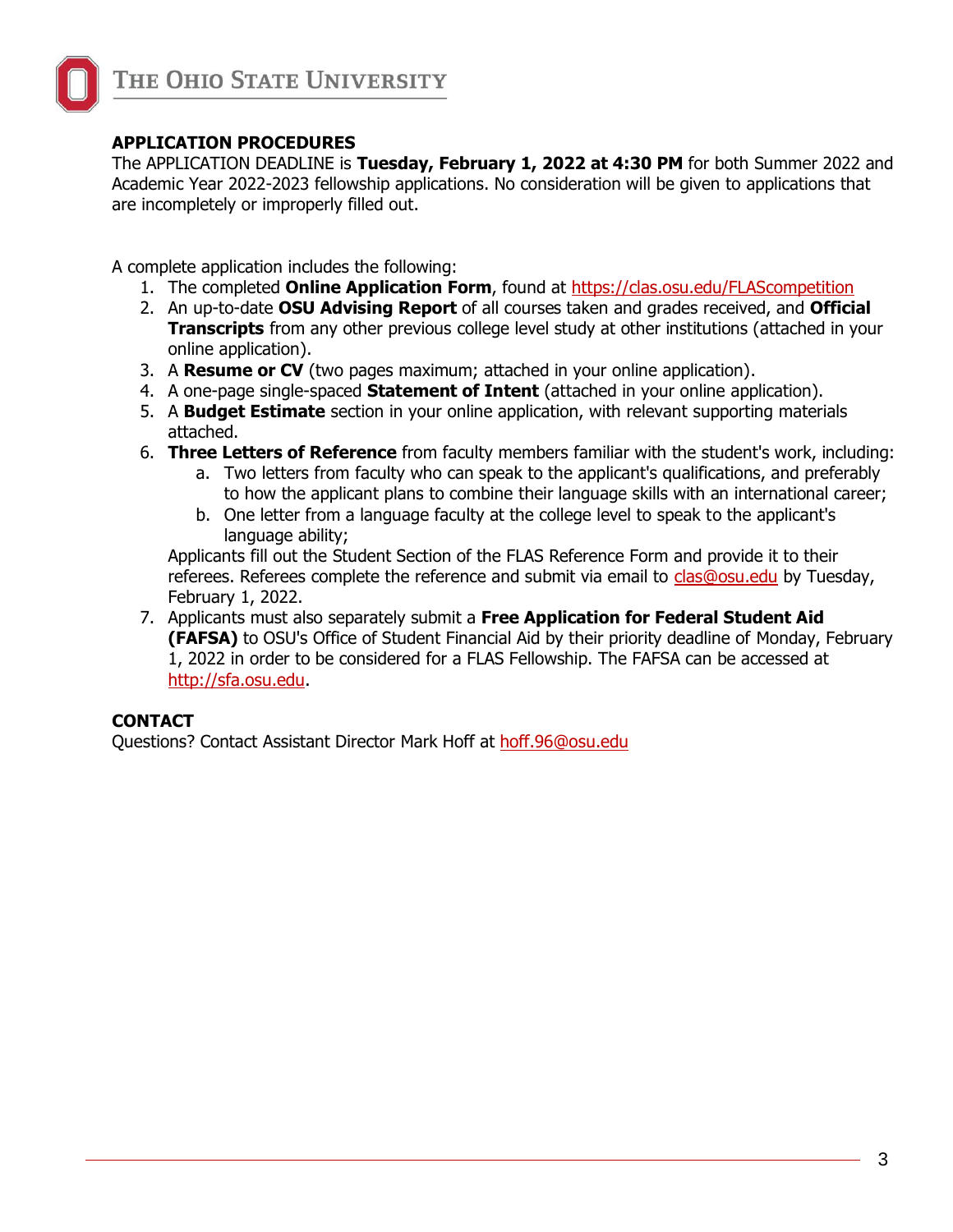## APPLICATION PROCEDURES

The APPLICATION DEADLINE is **Tuesday, February 1, 2022 at 4:30 PM** for both Summer 2022 and Academic Year 2022-2023 fellowship applications. No consideration will be given to applications that are incompletely or improperly filled out.

A complete application includes the following:

1. The completed **Online Application Form**, found at https://clas.osu.edu/FLAScompetition
2. An up-to-date **OSU Advising Report** of all courses taken and grades received, and **Official Transcripts** from any other previous college level study at other institutions (attached in your online application).
3. A **Resume or CV** (two pages maximum; attached in your online application).
4. A one-page single-spaced **Statement of Intent** (attached in your online application).
5. A **Budget Estimate** section in your online application, with relevant supporting materials attached.
6. **Three Letters of Reference** from faculty members familiar with the student's work, including:
   a. Two letters from faculty who can speak to the applicant's qualifications, and preferably to how the applicant plans to combine their language skills with an international career;
   b. One letter from a language faculty at the college level to speak to the applicant's language ability;

   Applicants fill out the Student Section of the FLAS Reference Form and provide it to their referees. Referees complete the reference and submit via email to clas@osu.edu by Tuesday, February 1, 2022.
7. Applicants must also separately submit a **Free Application for Federal Student Aid (FAFSA)** to OSU's Office of Student Financial Aid by their priority deadline of Monday, February 1, 2022 in order to be considered for a FLAS Fellowship. The FAFSA can be accessed at http://sfa.osu.edu.

## CONTACT

Questions? Contact Assistant Director Mark Hoff at hoff.96@osu.edu